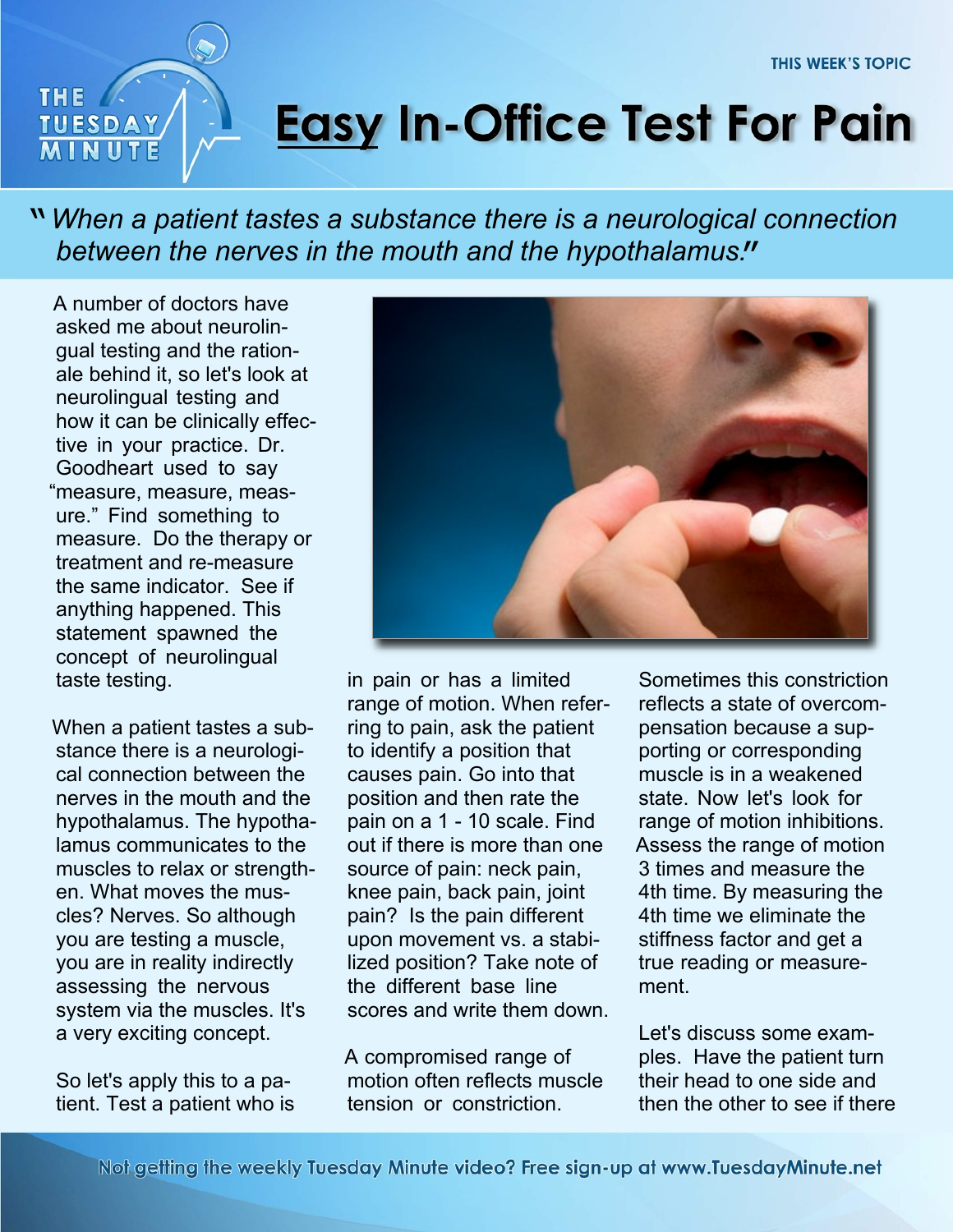THIS WEEK'S TOPIC

# Easy In-Office Test For Pain

*"When a patient tastes a substance there is a neurological connection between the nerves in the mouth and the hypothalamus."*

A number of doctors have asked me about neurolingual testing and the rationale behind it, so let's look at neurolingual testing and how it can be clinically effective in your practice. Dr. Goodheart used to say "measure, measure, measure." Find something to measure. Do the therapy or treatment and re-measure the same indicator. See if anything happened. This statement spawned the concept of neurolingual taste testing.

When a patient tastes a substance there is a neurological connection between the nerves in the mouth and the hypothalamus. The hypothalamus communicates to the muscles to relax or strengthen. What moves the muscles? Nerves. So although you are testing a muscle, you are in reality indirectly assessing the nervous system via the muscles. It's a very exciting concept.

So let's apply this to a patient. Test a patient who is in pain or has a limited range of motion. When referring to pain, ask the patient to identify a position that causes pain. Go into that position and then rate the pain on a 1 - 10 scale. Find out if there is more than one source of pain: neck pain, knee pain, back pain, joint pain? Is the pain different upon movement vs. a stabilized position? Take note of the different base line scores and write them down.

A compromised range of motion often reflects muscle tension or constriction. Sometimes this constriction reflects a state of overcompensation because a supporting or corresponding muscle is in a weakened state. Now let's look for range of motion inhibitions. Assess the range of motion 3 times and measure the 4th time. By measuring the 4th time we eliminate the stiffness factor and get a true reading or measurement.

Let's discuss some examples. Have the patient turn their head to one side and then the other to see if there

Not getting the weekly Tuesday Minute video? Free sign-up at www.TuesdayMinute.net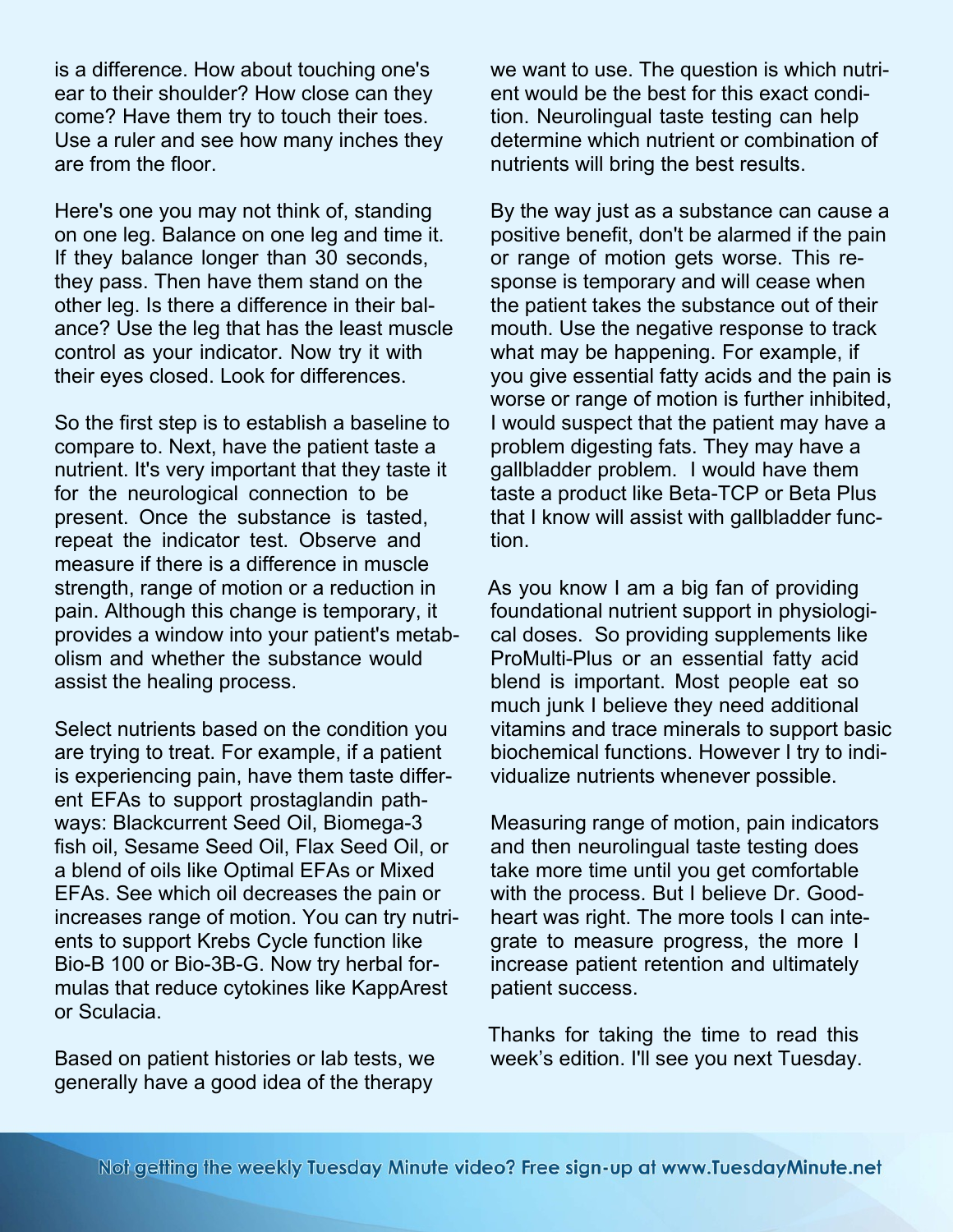is a difference. How about touching one's ear to their shoulder? How close can they come? Have them try to touch their toes. Use a ruler and see how many inches they are from the floor.

Here's one you may not think of, standing on one leg. Balance on one leg and time it. If they balance longer than 30 seconds, they pass. Then have them stand on the other leg. Is there a difference in their balance? Use the leg that has the least muscle control as your indicator. Now try it with their eyes closed. Look for differences.

So the first step is to establish a baseline to compare to. Next, have the patient taste a nutrient. It's very important that they taste it for the neurological connection to be present. Once the substance is tasted, repeat the indicator test. Observe and measure if there is a difference in muscle strength, range of motion or a reduction in pain. Although this change is temporary, it provides a window into your patient's metabolism and whether the substance would assist the healing process.

Select nutrients based on the condition you are trying to treat. For example, if a patient is experiencing pain, have them taste different EFAs to support prostaglandin pathways: Blackcurrent Seed Oil, Biomega-3 fish oil, Sesame Seed Oil, Flax Seed Oil, or a blend of oils like Optimal EFAs or Mixed EFAs. See which oil decreases the pain or increases range of motion. You can try nutrients to support Krebs Cycle function like Bio-B 100 or Bio-3B-G. Now try herbal formulas that reduce cytokines like KappArest or Sculacia.

Based on patient histories or lab tests, we generally have a good idea of the therapy we want to use. The question is which nutrient would be the best for this exact condition. Neurolingual taste testing can help determine which nutrient or combination of nutrients will bring the best results.

By the way just as a substance can cause a positive benefit, don't be alarmed if the pain or range of motion gets worse. This response is temporary and will cease when the patient takes the substance out of their mouth. Use the negative response to track what may be happening. For example, if you give essential fatty acids and the pain is worse or range of motion is further inhibited, I would suspect that the patient may have a problem digesting fats. They may have a gallbladder problem. I would have them taste a product like Beta-TCP or Beta Plus that I know will assist with gallbladder function.

As you know I am a big fan of providing foundational nutrient support in physiological doses. So providing supplements like ProMulti-Plus or an essential fatty acid blend is important. Most people eat so much junk I believe they need additional vitamins and trace minerals to support basic biochemical functions. However I try to individualize nutrients whenever possible.

Measuring range of motion, pain indicators and then neurolingual taste testing does take more time until you get comfortable with the process. But I believe Dr. Goodheart was right. The more tools I can integrate to measure progress, the more I increase patient retention and ultimately patient success.

Thanks for taking the time to read this week's edition. I'll see you next Tuesday.

Not getting the weekly Tuesday Minute video? Free sign-up at www.TuesdayMinute.net